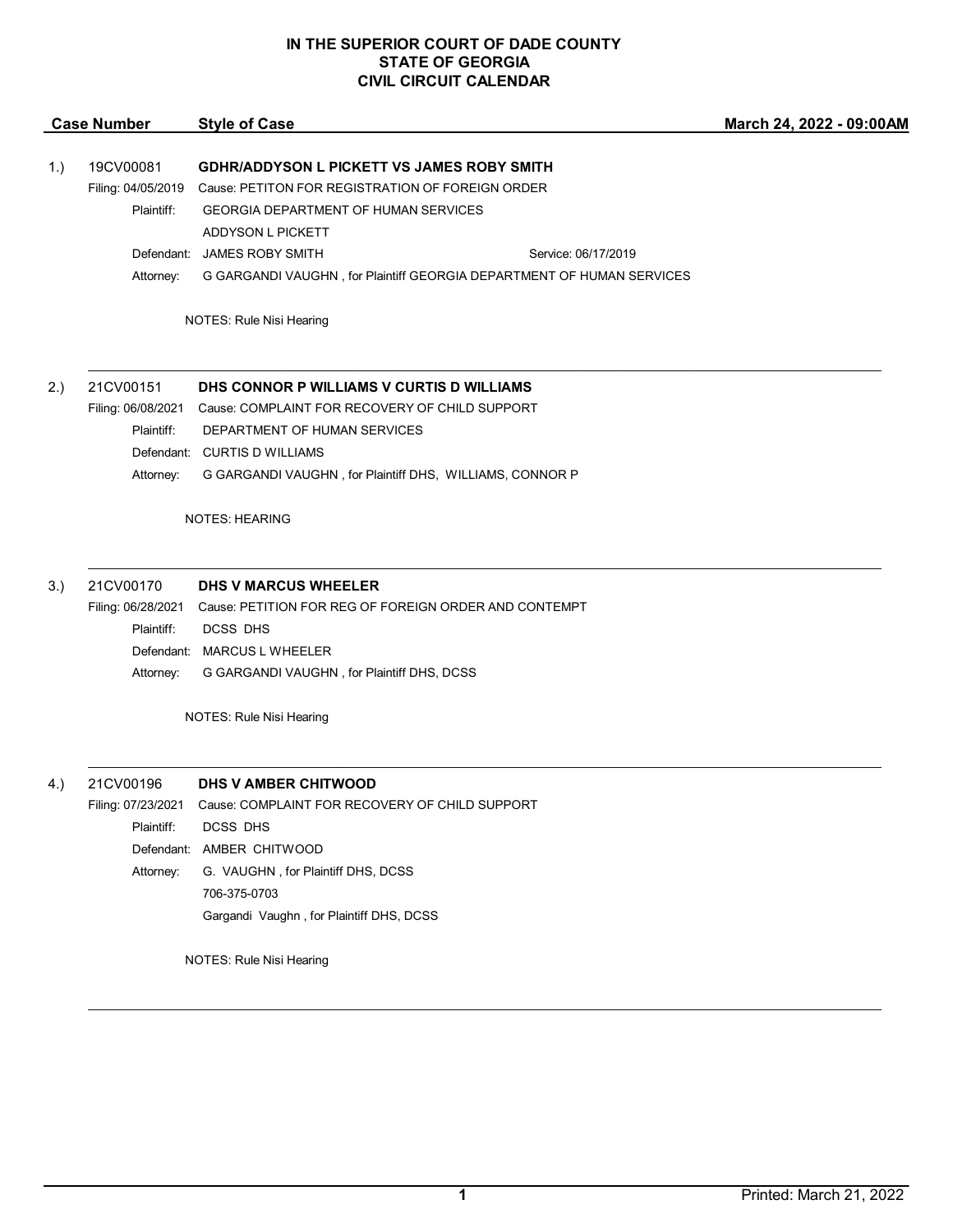# IN THE SUPERIOR COURT OF DADE COUNTY
# STATE OF GEORGIA
# CIVIL CIRCUIT CALENDAR

**Case Number** | **Style of Case** | **March 24, 2022 - 09:00AM**

---

1.) 19CV00081 **GDHR/ADDYSON L PICKETT VS JAMES ROBY SMITH**

Filing: 04/05/2019 Cause: PETITON FOR REGISTRATION OF FOREIGN ORDER

Plaintiff: GEORGIA DEPARTMENT OF HUMAN SERVICES
ADDYSON L PICKETT

Defendant: JAMES ROBY SMITH Service: 06/17/2019

Attorney: G GARGANDI VAUGHN , for Plaintiff GEORGIA DEPARTMENT OF HUMAN SERVICES

NOTES: Rule Nisi Hearing

---

2.) 21CV00151 **DHS CONNOR P WILLIAMS V CURTIS D WILLIAMS**

Filing: 06/08/2021 Cause: COMPLAINT FOR RECOVERY OF CHILD SUPPORT

Plaintiff: DEPARTMENT OF HUMAN SERVICES

Defendant: CURTIS D WILLIAMS

Attorney: G GARGANDI VAUGHN , for Plaintiff DHS, WILLIAMS, CONNOR P

NOTES: HEARING

---

3.) 21CV00170 **DHS V MARCUS WHEELER**

Filing: 06/28/2021 Cause: PETITION FOR REG OF FOREIGN ORDER AND CONTEMPT

Plaintiff: DCSS DHS

Defendant: MARCUS L WHEELER

Attorney: G GARGANDI VAUGHN , for Plaintiff DHS, DCSS

NOTES: Rule Nisi Hearing

---

4.) 21CV00196 **DHS V AMBER CHITWOOD**

Filing: 07/23/2021 Cause: COMPLAINT FOR RECOVERY OF CHILD SUPPORT

Plaintiff: DCSS DHS

Defendant: AMBER CHITWOOD

Attorney: G. VAUGHN , for Plaintiff DHS, DCSS
706-375-0703
Gargandi Vaughn , for Plaintiff DHS, DCSS

NOTES: Rule Nisi Hearing

---

Printed: March 21, 2022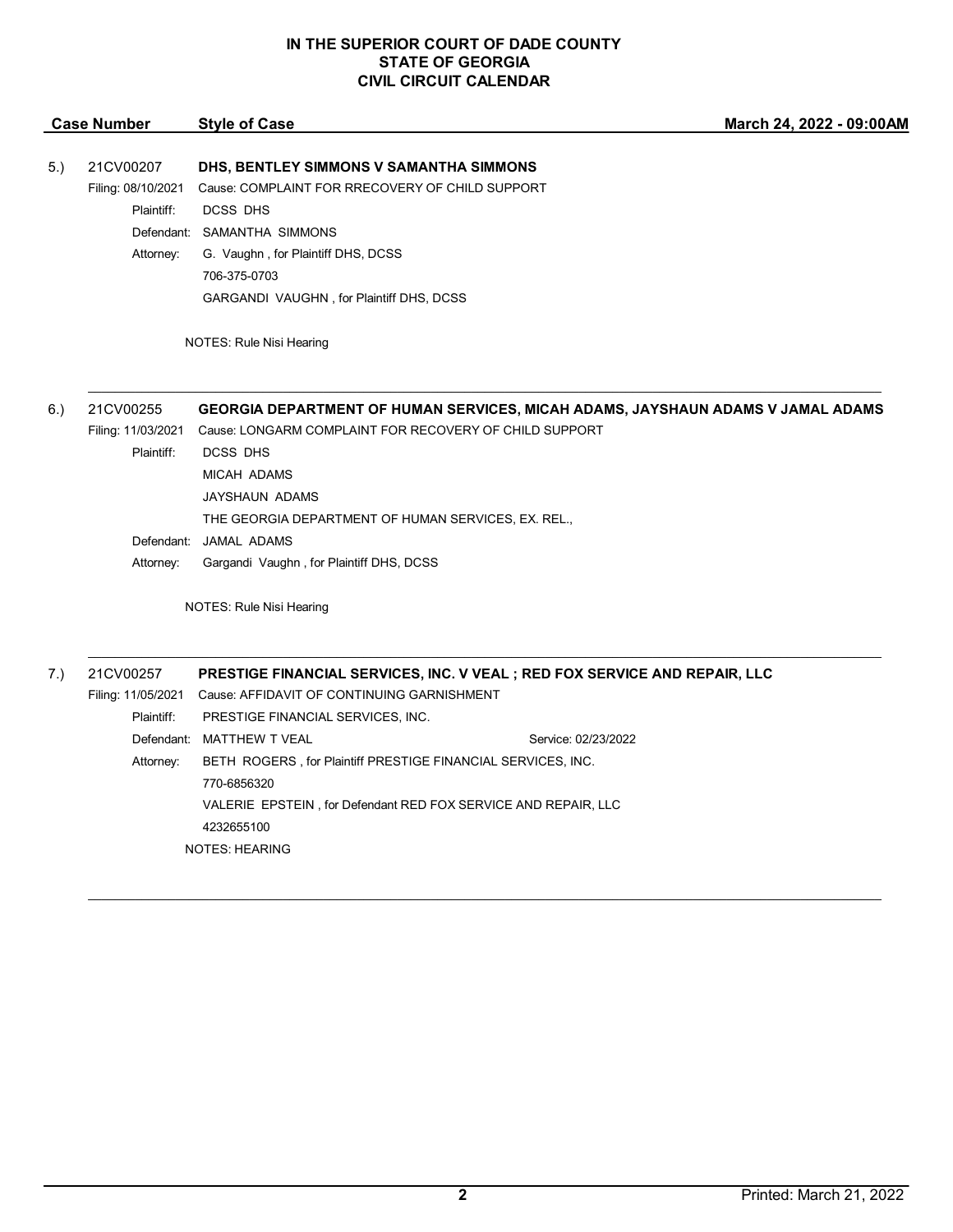**IN THE SUPERIOR COURT OF DADE COUNTY**
**STATE OF GEORGIA**
**CIVIL CIRCUIT CALENDAR**

| Case Number | Style of Case | March 24, 2022 - 09:00AM |
|---|---|---|

5.) 21CV00207 **DHS, BENTLEY SIMMONS V SAMANTHA SIMMONS**

Filing: 08/10/2021 Cause: COMPLAINT FOR RRECOVERY OF CHILD SUPPORT

Plaintiff: DCSS DHS

Defendant: SAMANTHA SIMMONS

Attorney: G. Vaughn , for Plaintiff DHS, DCSS
706-375-0703
GARGANDI VAUGHN , for Plaintiff DHS, DCSS

NOTES: Rule Nisi Hearing

---

6.) 21CV00255 **GEORGIA DEPARTMENT OF HUMAN SERVICES, MICAH ADAMS, JAYSHAUN ADAMS V JAMAL ADAMS**

Filing: 11/03/2021 Cause: LONGARM COMPLAINT FOR RECOVERY OF CHILD SUPPORT

Plaintiff: DCSS DHS
MICAH ADAMS
JAYSHAUN ADAMS
THE GEORGIA DEPARTMENT OF HUMAN SERVICES, EX. REL.,

Defendant: JAMAL ADAMS

Attorney: Gargandi Vaughn , for Plaintiff DHS, DCSS

NOTES: Rule Nisi Hearing

---

7.) 21CV00257 **PRESTIGE FINANCIAL SERVICES, INC. V VEAL ; RED FOX SERVICE AND REPAIR, LLC**

Filing: 11/05/2021 Cause: AFFIDAVIT OF CONTINUING GARNISHMENT

Plaintiff: PRESTIGE FINANCIAL SERVICES, INC.

Defendant: MATTHEW T VEAL Service: 02/23/2022

Attorney: BETH ROGERS , for Plaintiff PRESTIGE FINANCIAL SERVICES, INC.
770-6856320
VALERIE EPSTEIN , for Defendant RED FOX SERVICE AND REPAIR, LLC
4232655100

NOTES: HEARING

---

Printed: March 21, 2022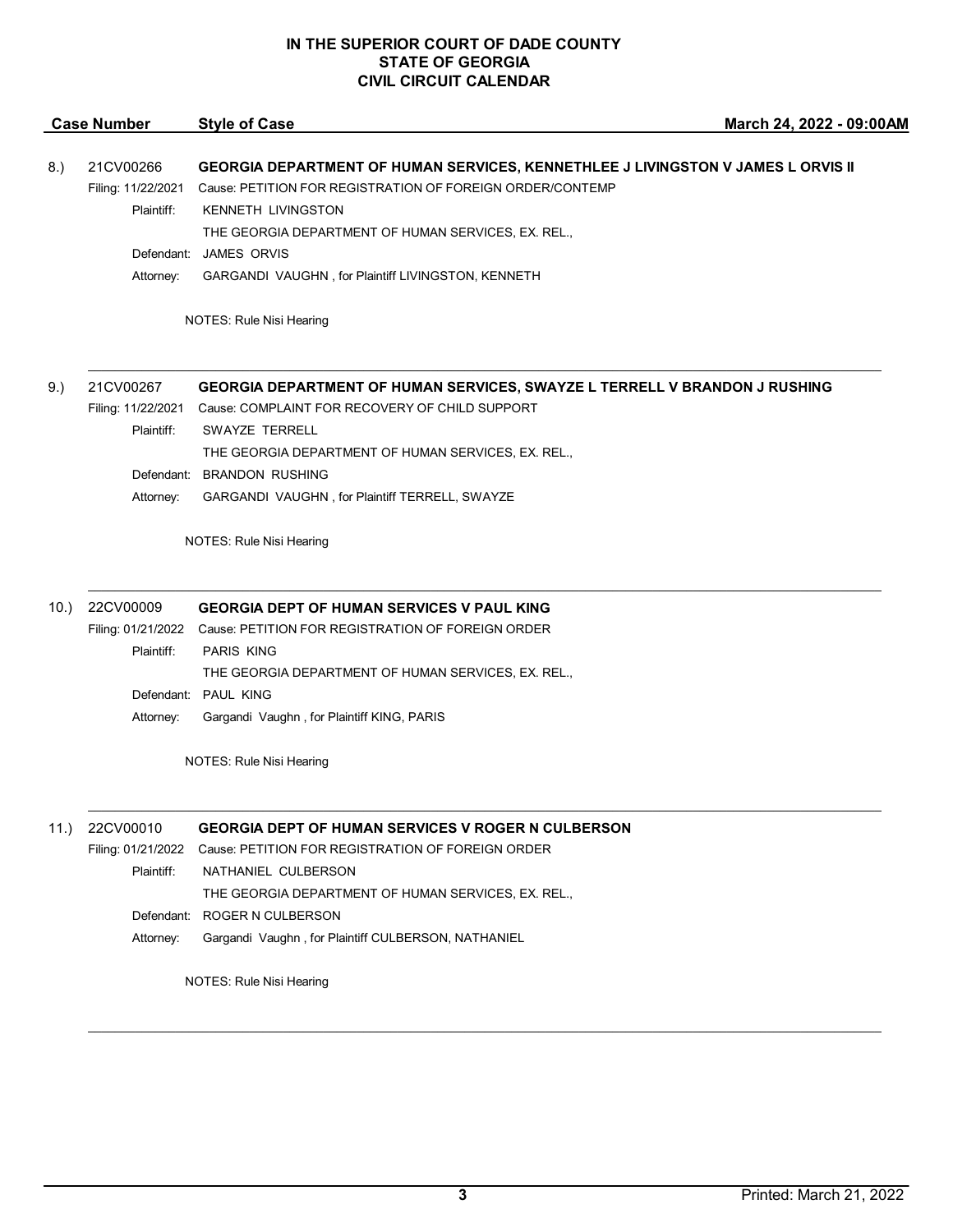**IN THE SUPERIOR COURT OF DADE COUNTY**
**STATE OF GEORGIA**
**CIVIL CIRCUIT CALENDAR**

| Case Number | Style of Case | March 24, 2022 - 09:00AM |
|---|---|---|

8.) 21CV00266 **GEORGIA DEPARTMENT OF HUMAN SERVICES, KENNETHLEE J LIVINGSTON V JAMES L ORVIS II**

Filing: 11/22/2021 Cause: PETITION FOR REGISTRATION OF FOREIGN ORDER/CONTEMP

Plaintiff: KENNETH LIVINGSTON
THE GEORGIA DEPARTMENT OF HUMAN SERVICES, EX. REL.,

Defendant: JAMES ORVIS

Attorney: GARGANDI VAUGHN , for Plaintiff LIVINGSTON, KENNETH

NOTES: Rule Nisi Hearing

---

9.) 21CV00267 **GEORGIA DEPARTMENT OF HUMAN SERVICES, SWAYZE L TERRELL V BRANDON J RUSHING**

Filing: 11/22/2021 Cause: COMPLAINT FOR RECOVERY OF CHILD SUPPORT

Plaintiff: SWAYZE TERRELL
THE GEORGIA DEPARTMENT OF HUMAN SERVICES, EX. REL.,

Defendant: BRANDON RUSHING

Attorney: GARGANDI VAUGHN , for Plaintiff TERRELL, SWAYZE

NOTES: Rule Nisi Hearing

---

10.) 22CV00009 **GEORGIA DEPT OF HUMAN SERVICES V PAUL KING**

Filing: 01/21/2022 Cause: PETITION FOR REGISTRATION OF FOREIGN ORDER

Plaintiff: PARIS KING
THE GEORGIA DEPARTMENT OF HUMAN SERVICES, EX. REL.,

Defendant: PAUL KING

Attorney: Gargandi Vaughn , for Plaintiff KING, PARIS

NOTES: Rule Nisi Hearing

---

11.) 22CV00010 **GEORGIA DEPT OF HUMAN SERVICES V ROGER N CULBERSON**

Filing: 01/21/2022 Cause: PETITION FOR REGISTRATION OF FOREIGN ORDER

Plaintiff: NATHANIEL CULBERSON
THE GEORGIA DEPARTMENT OF HUMAN SERVICES, EX. REL.,

Defendant: ROGER N CULBERSON

Attorney: Gargandi Vaughn , for Plaintiff CULBERSON, NATHANIEL

NOTES: Rule Nisi Hearing

---

Printed: March 21, 2022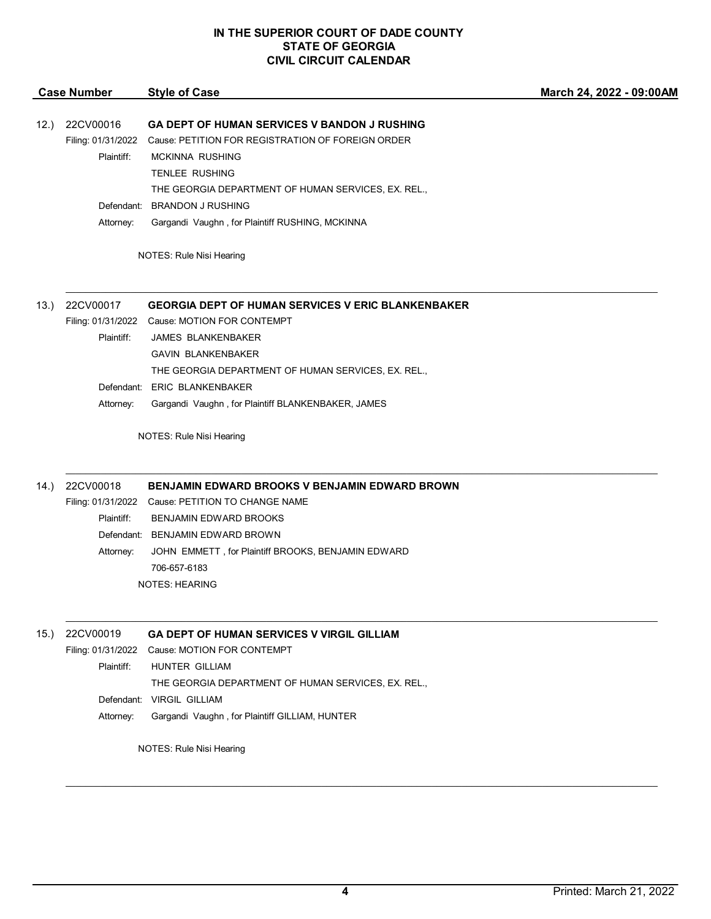# IN THE SUPERIOR COURT OF DADE COUNTY
## STATE OF GEORGIA
## CIVIL CIRCUIT CALENDAR

**Case Number** | **Style of Case** | **March 24, 2022 - 09:00AM**

---

12.) 22CV00016 **GA DEPT OF HUMAN SERVICES V BANDON J RUSHING**

Filing: 01/31/2022 Cause: PETITION FOR REGISTRATION OF FOREIGN ORDER

Plaintiff: MCKINNA RUSHING
TENLEE RUSHING
THE GEORGIA DEPARTMENT OF HUMAN SERVICES, EX. REL.,

Defendant: BRANDON J RUSHING

Attorney: Gargandi Vaughn , for Plaintiff RUSHING, MCKINNA

NOTES: Rule Nisi Hearing

---

13.) 22CV00017 **GEORGIA DEPT OF HUMAN SERVICES V ERIC BLANKENBAKER**

Filing: 01/31/2022 Cause: MOTION FOR CONTEMPT

Plaintiff: JAMES BLANKENBAKER
GAVIN BLANKENBAKER
THE GEORGIA DEPARTMENT OF HUMAN SERVICES, EX. REL.,

Defendant: ERIC BLANKENBAKER

Attorney: Gargandi Vaughn , for Plaintiff BLANKENBAKER, JAMES

NOTES: Rule Nisi Hearing

---

14.) 22CV00018 **BENJAMIN EDWARD BROOKS V BENJAMIN EDWARD BROWN**

Filing: 01/31/2022 Cause: PETITION TO CHANGE NAME

Plaintiff: BENJAMIN EDWARD BROOKS

Defendant: BENJAMIN EDWARD BROWN

Attorney: JOHN EMMETT , for Plaintiff BROOKS, BENJAMIN EDWARD
706-657-6183

NOTES: HEARING

---

15.) 22CV00019 **GA DEPT OF HUMAN SERVICES V VIRGIL GILLIAM**

Filing: 01/31/2022 Cause: MOTION FOR CONTEMPT

Plaintiff: HUNTER GILLIAM
THE GEORGIA DEPARTMENT OF HUMAN SERVICES, EX. REL.,

Defendant: VIRGIL GILLIAM

Attorney: Gargandi Vaughn , for Plaintiff GILLIAM, HUNTER

NOTES: Rule Nisi Hearing

---

Printed: March 21, 2022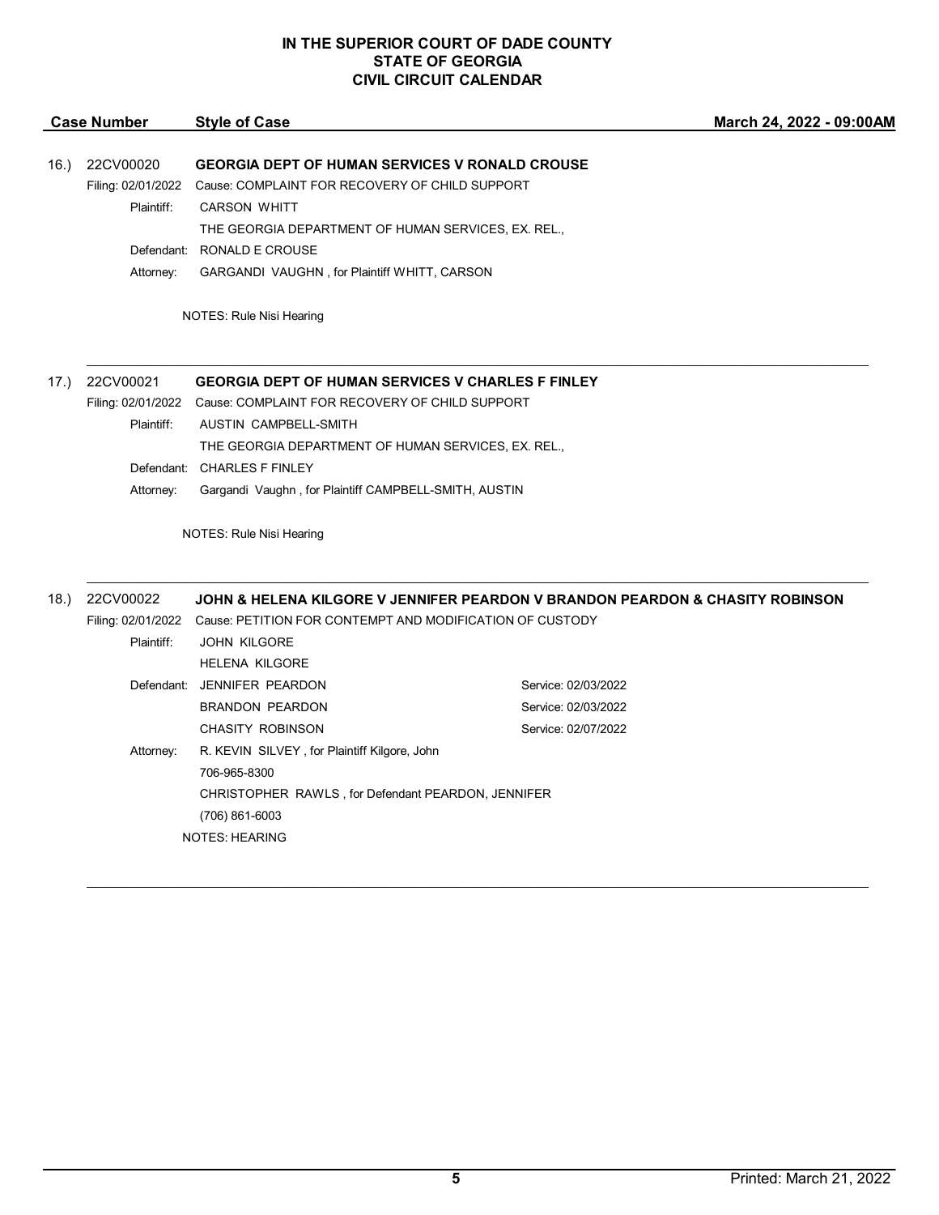# IN THE SUPERIOR COURT OF DADE COUNTY
# STATE OF GEORGIA
# CIVIL CIRCUIT CALENDAR

| Case Number | Style of Case | March 24, 2022 - 09:00AM |
|---|---|---|

16.) 22CV00020 **GEORGIA DEPT OF HUMAN SERVICES V RONALD CROUSE**

Filing: 02/01/2022 Cause: COMPLAINT FOR RECOVERY OF CHILD SUPPORT

Plaintiff: CARSON WHITT
THE GEORGIA DEPARTMENT OF HUMAN SERVICES, EX. REL.,

Defendant: RONALD E CROUSE

Attorney: GARGANDI VAUGHN , for Plaintiff WHITT, CARSON

NOTES: Rule Nisi Hearing

---

17.) 22CV00021 **GEORGIA DEPT OF HUMAN SERVICES V CHARLES F FINLEY**

Filing: 02/01/2022 Cause: COMPLAINT FOR RECOVERY OF CHILD SUPPORT

Plaintiff: AUSTIN CAMPBELL-SMITH
THE GEORGIA DEPARTMENT OF HUMAN SERVICES, EX. REL.,

Defendant: CHARLES F FINLEY

Attorney: Gargandi Vaughn , for Plaintiff CAMPBELL-SMITH, AUSTIN

NOTES: Rule Nisi Hearing

---

18.) 22CV00022 **JOHN & HELENA KILGORE V JENNIFER PEARDON V BRANDON PEARDON & CHASITY ROBINSON**

Filing: 02/01/2022 Cause: PETITION FOR CONTEMPT AND MODIFICATION OF CUSTODY

Plaintiff: JOHN KILGORE
HELENA KILGORE

Defendant: JENNIFER PEARDON — Service: 02/03/2022
BRANDON PEARDON — Service: 02/03/2022
CHASITY ROBINSON — Service: 02/07/2022

Attorney: R. KEVIN SILVEY , for Plaintiff Kilgore, John
706-965-8300
CHRISTOPHER RAWLS , for Defendant PEARDON, JENNIFER
(706) 861-6003

NOTES: HEARING

---

Printed: March 21, 2022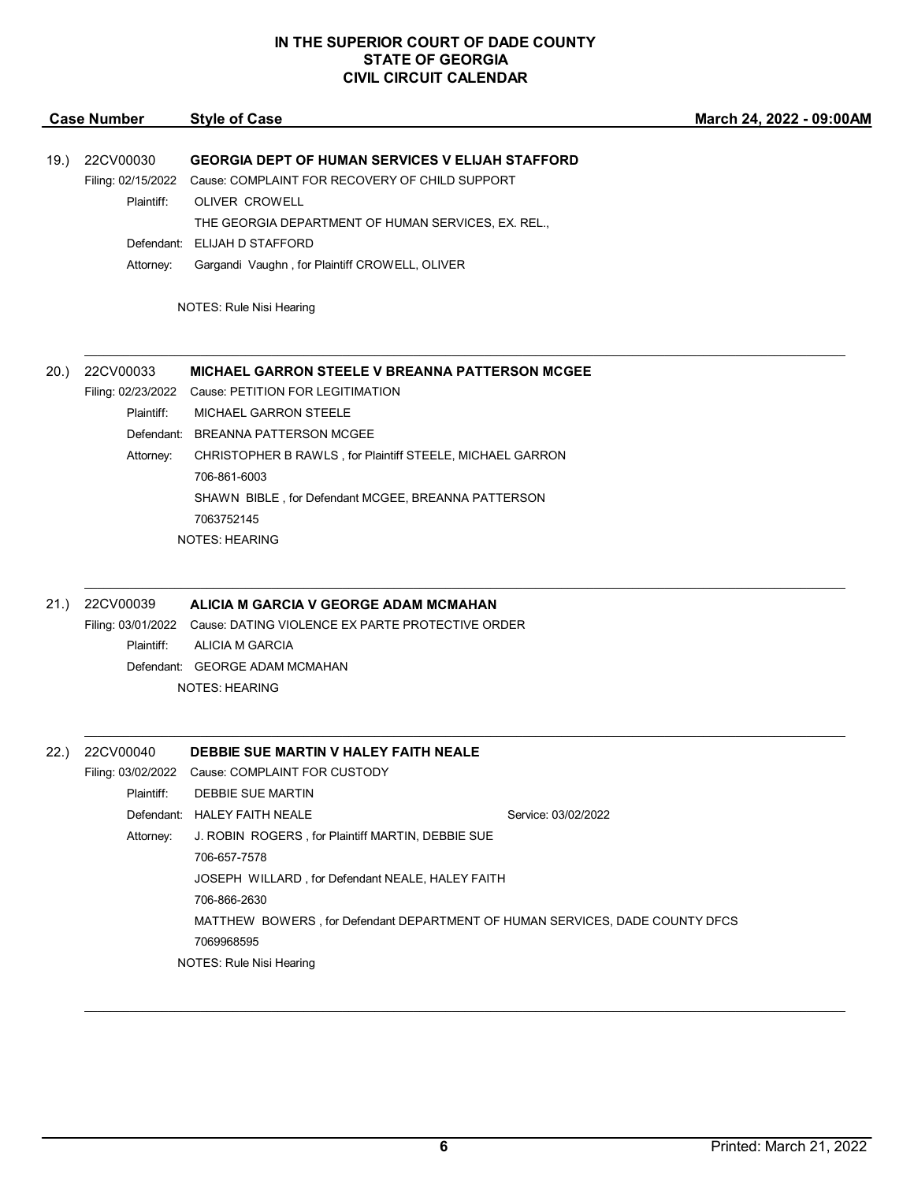**IN THE SUPERIOR COURT OF DADE COUNTY**
**STATE OF GEORGIA**
**CIVIL CIRCUIT CALENDAR**

| Case Number | Style of Case | March 24, 2022 - 09:00AM |
|---|---|---|

19.) 22CV00030 **GEORGIA DEPT OF HUMAN SERVICES V ELIJAH STAFFORD**

Filing: 02/15/2022 Cause: COMPLAINT FOR RECOVERY OF CHILD SUPPORT

Plaintiff: OLIVER CROWELL
THE GEORGIA DEPARTMENT OF HUMAN SERVICES, EX. REL.,

Defendant: ELIJAH D STAFFORD

Attorney: Gargandi Vaughn , for Plaintiff CROWELL, OLIVER

NOTES: Rule Nisi Hearing

---

20.) 22CV00033 **MICHAEL GARRON STEELE V BREANNA PATTERSON MCGEE**

Filing: 02/23/2022 Cause: PETITION FOR LEGITIMATION

Plaintiff: MICHAEL GARRON STEELE

Defendant: BREANNA PATTERSON MCGEE

Attorney: CHRISTOPHER B RAWLS , for Plaintiff STEELE, MICHAEL GARRON
706-861-6003
SHAWN BIBLE , for Defendant MCGEE, BREANNA PATTERSON
7063752145

NOTES: HEARING

---

21.) 22CV00039 **ALICIA M GARCIA V GEORGE ADAM MCMAHAN**

Filing: 03/01/2022 Cause: DATING VIOLENCE EX PARTE PROTECTIVE ORDER

Plaintiff: ALICIA M GARCIA

Defendant: GEORGE ADAM MCMAHAN

NOTES: HEARING

---

22.) 22CV00040 **DEBBIE SUE MARTIN V HALEY FAITH NEALE**

Filing: 03/02/2022 Cause: COMPLAINT FOR CUSTODY

Plaintiff: DEBBIE SUE MARTIN

Defendant: HALEY FAITH NEALE Service: 03/02/2022

Attorney: J. ROBIN ROGERS , for Plaintiff MARTIN, DEBBIE SUE
706-657-7578
JOSEPH WILLARD , for Defendant NEALE, HALEY FAITH
706-866-2630
MATTHEW BOWERS , for Defendant DEPARTMENT OF HUMAN SERVICES, DADE COUNTY DFCS
7069968595

NOTES: Rule Nisi Hearing

---

Printed: March 21, 2022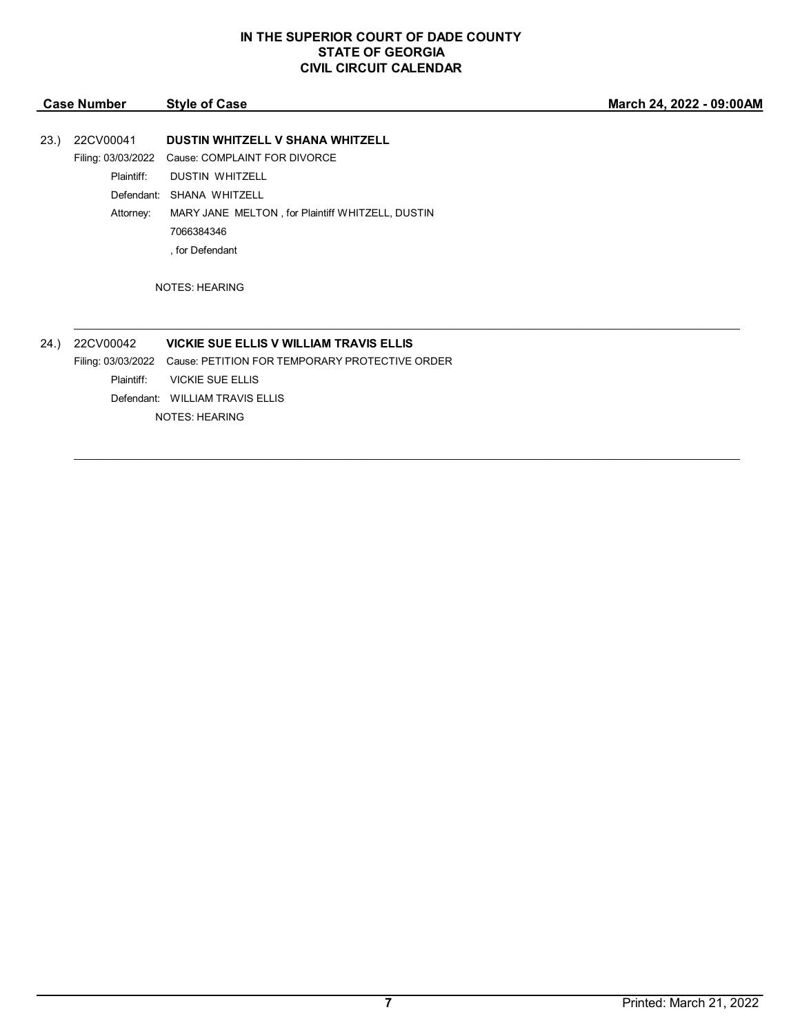**IN THE SUPERIOR COURT OF DADE COUNTY**
**STATE OF GEORGIA**
**CIVIL CIRCUIT CALENDAR**

**Case Number** | **Style of Case** | **March 24, 2022 - 09:00AM**

23.) 22CV00041 **DUSTIN WHITZELL V SHANA WHITZELL**

Filing: 03/03/2022 Cause: COMPLAINT FOR DIVORCE

Plaintiff: DUSTIN WHITZELL

Defendant: SHANA WHITZELL

Attorney: MARY JANE MELTON , for Plaintiff WHITZELL, DUSTIN
7066384346
, for Defendant

NOTES: HEARING

---

24.) 22CV00042 **VICKIE SUE ELLIS V WILLIAM TRAVIS ELLIS**

Filing: 03/03/2022 Cause: PETITION FOR TEMPORARY PROTECTIVE ORDER

Plaintiff: VICKIE SUE ELLIS

Defendant: WILLIAM TRAVIS ELLIS

NOTES: HEARING

---

Printed: March 21, 2022